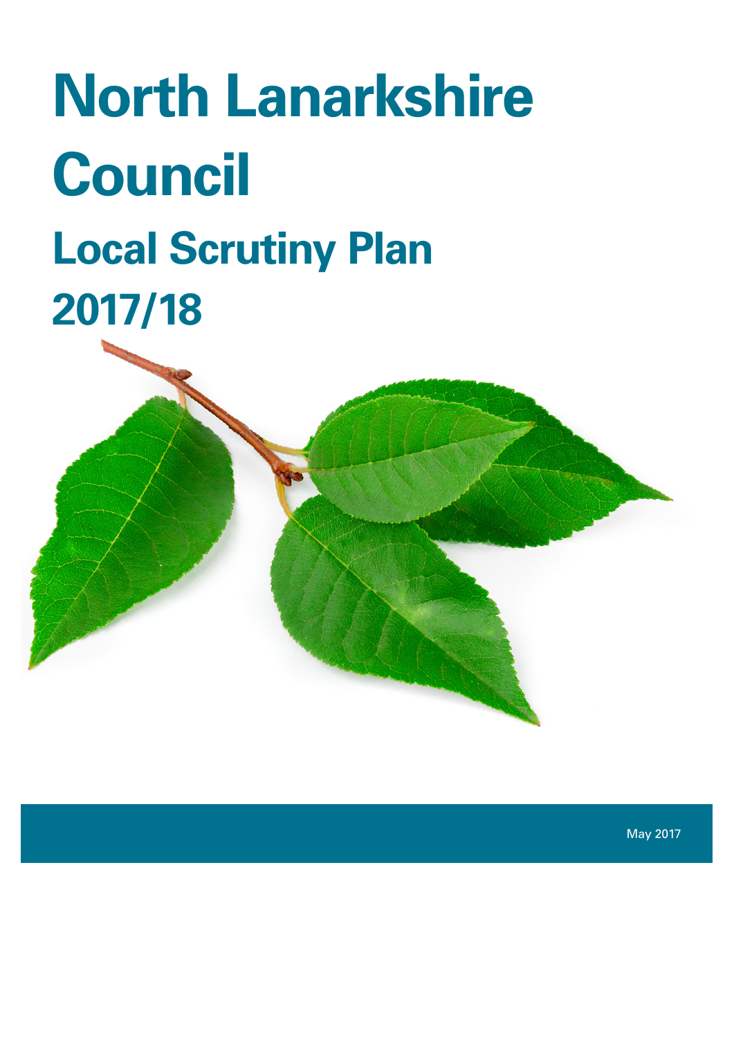# North Lanarkshire Council

## Local Scrutiny Plan 2017/18

May 2017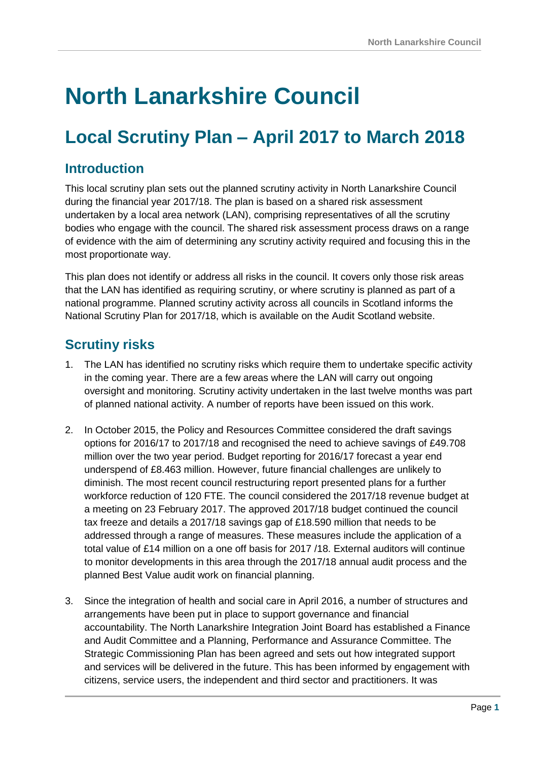# North Lanarkshire Council

## Local Scrutiny Plan – April 2017 to March 2018

### Introduction

This local scrutiny plan sets out the planned scrutiny activity in North Lanarkshire Council during the financial year 2017/18. The plan is based on a shared risk assessment undertaken by a local area network (LAN), comprising representatives of all the scrutiny bodies who engage with the council. The shared risk assessment process draws on a range of evidence with the aim of determining any scrutiny activity required and focusing this in the most proportionate way.

This plan does not identify or address all risks in the council. It covers only those risk areas that the LAN has identified as requiring scrutiny, or where scrutiny is planned as part of a national programme. Planned scrutiny activity across all councils in Scotland informs the National Scrutiny Plan for 2017/18, which is available on the Audit Scotland website.

### Scrutiny risks

1. The LAN has identified no scrutiny risks which require them to undertake specific activity in the coming year. There are a few areas where the LAN will carry out ongoing oversight and monitoring. Scrutiny activity undertaken in the last twelve months was part of planned national activity. A number of reports have been issued on this work.

2. In October 2015, the Policy and Resources Committee considered the draft savings options for 2016/17 to 2017/18 and recognised the need to achieve savings of £49.708 million over the two year period. Budget reporting for 2016/17 forecast a year end underspend of £8.463 million. However, future financial challenges are unlikely to diminish. The most recent council restructuring report presented plans for a further workforce reduction of 120 FTE. The council considered the 2017/18 revenue budget at a meeting on 23 February 2017. The approved 2017/18 budget continued the council tax freeze and details a 2017/18 savings gap of £18.590 million that needs to be addressed through a range of measures. These measures include the application of a total value of £14 million on a one off basis for 2017 /18. External auditors will continue to monitor developments in this area through the 2017/18 annual audit process and the planned Best Value audit work on financial planning.

3. Since the integration of health and social care in April 2016, a number of structures and arrangements have been put in place to support governance and financial accountability. The North Lanarkshire Integration Joint Board has established a Finance and Audit Committee and a Planning, Performance and Assurance Committee. The Strategic Commissioning Plan has been agreed and sets out how integrated support and services will be delivered in the future. This has been informed by engagement with citizens, service users, the independent and third sector and practitioners. It was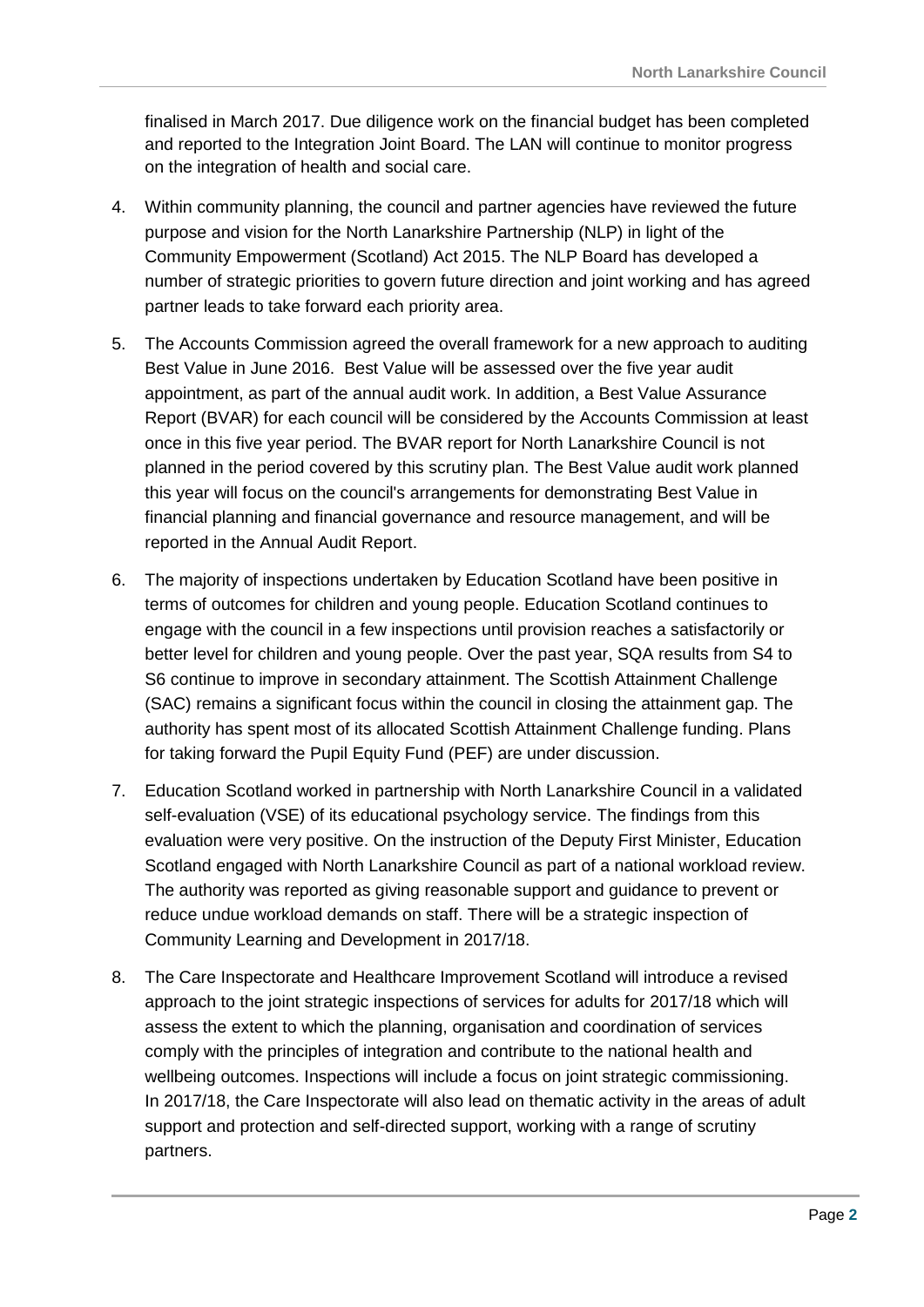finalised in March 2017. Due diligence work on the financial budget has been completed and reported to the Integration Joint Board. The LAN will continue to monitor progress on the integration of health and social care.

4. Within community planning, the council and partner agencies have reviewed the future purpose and vision for the North Lanarkshire Partnership (NLP) in light of the Community Empowerment (Scotland) Act 2015. The NLP Board has developed a number of strategic priorities to govern future direction and joint working and has agreed partner leads to take forward each priority area.

5. The Accounts Commission agreed the overall framework for a new approach to auditing Best Value in June 2016. Best Value will be assessed over the five year audit appointment, as part of the annual audit work. In addition, a Best Value Assurance Report (BVAR) for each council will be considered by the Accounts Commission at least once in this five year period. The BVAR report for North Lanarkshire Council is not planned in the period covered by this scrutiny plan. The Best Value audit work planned this year will focus on the council's arrangements for demonstrating Best Value in financial planning and financial governance and resource management, and will be reported in the Annual Audit Report.

6. The majority of inspections undertaken by Education Scotland have been positive in terms of outcomes for children and young people. Education Scotland continues to engage with the council in a few inspections until provision reaches a satisfactorily or better level for children and young people. Over the past year, SQA results from S4 to S6 continue to improve in secondary attainment. The Scottish Attainment Challenge (SAC) remains a significant focus within the council in closing the attainment gap. The authority has spent most of its allocated Scottish Attainment Challenge funding. Plans for taking forward the Pupil Equity Fund (PEF) are under discussion.

7. Education Scotland worked in partnership with North Lanarkshire Council in a validated self-evaluation (VSE) of its educational psychology service. The findings from this evaluation were very positive. On the instruction of the Deputy First Minister, Education Scotland engaged with North Lanarkshire Council as part of a national workload review. The authority was reported as giving reasonable support and guidance to prevent or reduce undue workload demands on staff. There will be a strategic inspection of Community Learning and Development in 2017/18.

8. The Care Inspectorate and Healthcare Improvement Scotland will introduce a revised approach to the joint strategic inspections of services for adults for 2017/18 which will assess the extent to which the planning, organisation and coordination of services comply with the principles of integration and contribute to the national health and wellbeing outcomes. Inspections will include a focus on joint strategic commissioning. In 2017/18, the Care Inspectorate will also lead on thematic activity in the areas of adult support and protection and self-directed support, working with a range of scrutiny partners.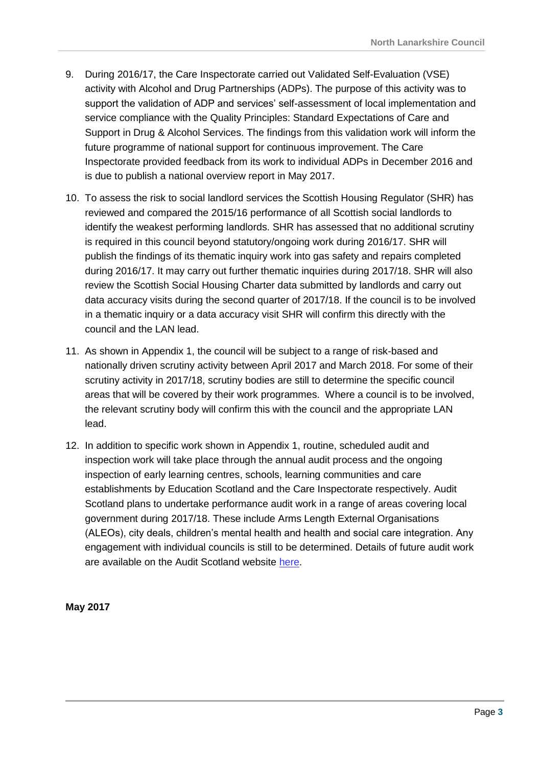9. During 2016/17, the Care Inspectorate carried out Validated Self-Evaluation (VSE) activity with Alcohol and Drug Partnerships (ADPs). The purpose of this activity was to support the validation of ADP and services' self-assessment of local implementation and service compliance with the Quality Principles: Standard Expectations of Care and Support in Drug & Alcohol Services. The findings from this validation work will inform the future programme of national support for continuous improvement. The Care Inspectorate provided feedback from its work to individual ADPs in December 2016 and is due to publish a national overview report in May 2017.

10. To assess the risk to social landlord services the Scottish Housing Regulator (SHR) has reviewed and compared the 2015/16 performance of all Scottish social landlords to identify the weakest performing landlords. SHR has assessed that no additional scrutiny is required in this council beyond statutory/ongoing work during 2016/17. SHR will publish the findings of its thematic inquiry work into gas safety and repairs completed during 2016/17. It may carry out further thematic inquiries during 2017/18. SHR will also review the Scottish Social Housing Charter data submitted by landlords and carry out data accuracy visits during the second quarter of 2017/18. If the council is to be involved in a thematic inquiry or a data accuracy visit SHR will confirm this directly with the council and the LAN lead.

11. As shown in Appendix 1, the council will be subject to a range of risk-based and nationally driven scrutiny activity between April 2017 and March 2018. For some of their scrutiny activity in 2017/18, scrutiny bodies are still to determine the specific council areas that will be covered by their work programmes. Where a council is to be involved, the relevant scrutiny body will confirm this with the council and the appropriate LAN lead.

12. In addition to specific work shown in Appendix 1, routine, scheduled audit and inspection work will take place through the annual audit process and the ongoing inspection of early learning centres, schools, learning communities and care establishments by Education Scotland and the Care Inspectorate respectively. Audit Scotland plans to undertake performance audit work in a range of areas covering local government during 2017/18. These include Arms Length External Organisations (ALEOs), city deals, children's mental health and health and social care integration. Any engagement with individual councils is still to be determined. Details of future audit work are available on the Audit Scotland website here.

**May 2017**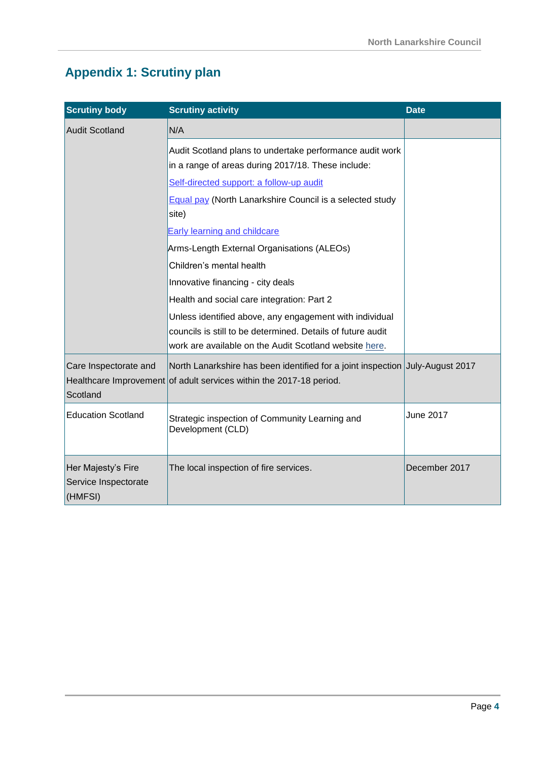## Appendix 1: Scrutiny plan

| Scrutiny body | Scrutiny activity | Date |
|---|---|---|
| Audit Scotland | N/A | |
| | Audit Scotland plans to undertake performance audit work in a range of areas during 2017/18. These include:<br>Self-directed support: a follow-up audit<br>Equal pay (North Lanarkshire Council is a selected study site)<br>Early learning and childcare<br>Arms-Length External Organisations (ALEOs)<br>Children's mental health<br>Innovative financing - city deals<br>Health and social care integration: Part 2<br>Unless identified above, any engagement with individual councils is still to be determined. Details of future audit work are available on the Audit Scotland website here. | |
| Care Inspectorate and Healthcare Improvement Scotland | North Lanarkshire has been identified for a joint inspection of adult services within the 2017-18 period. | July-August 2017 |
| Education Scotland | Strategic inspection of Community Learning and Development (CLD) | June 2017 |
| Her Majesty's Fire Service Inspectorate (HMFSI) | The local inspection of fire services. | December 2017 |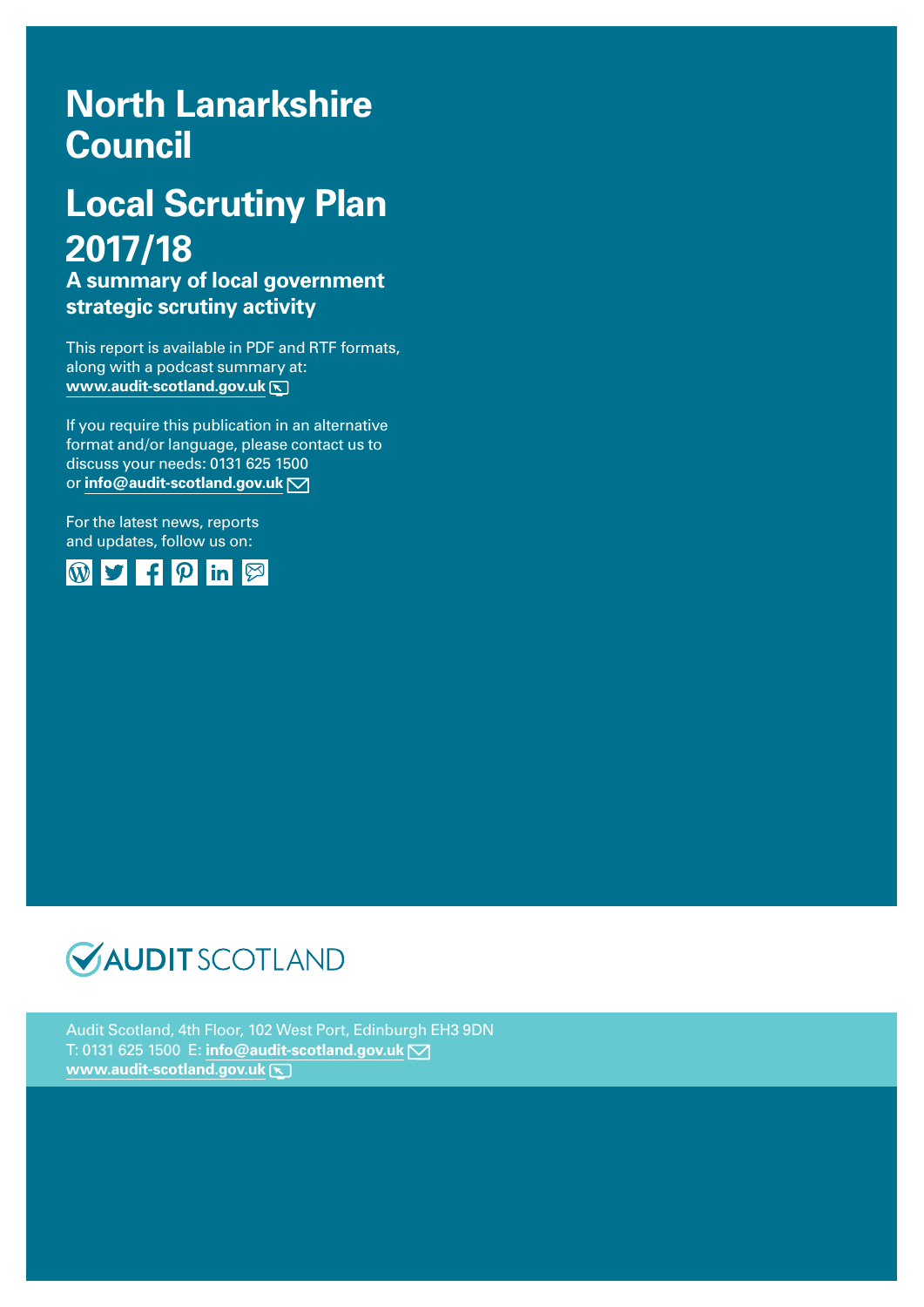# North Lanarkshire Council

# Local Scrutiny Plan 2017/18

### A summary of local government strategic scrutiny activity

This report is available in PDF and RTF formats, along with a podcast summary at: **www.audit-scotland.gov.uk**

If you require this publication in an alternative format and/or language, please contact us to discuss your needs: 0131 625 1500 or **info@audit-scotland.gov.uk**

For the latest news, reports and updates, follow us on:

AUDIT SCOTLAND

Audit Scotland, 4th Floor, 102 West Port, Edinburgh EH3 9DN
T: 0131 625 1500 E: **info@audit-scotland.gov.uk**
**www.audit-scotland.gov.uk**